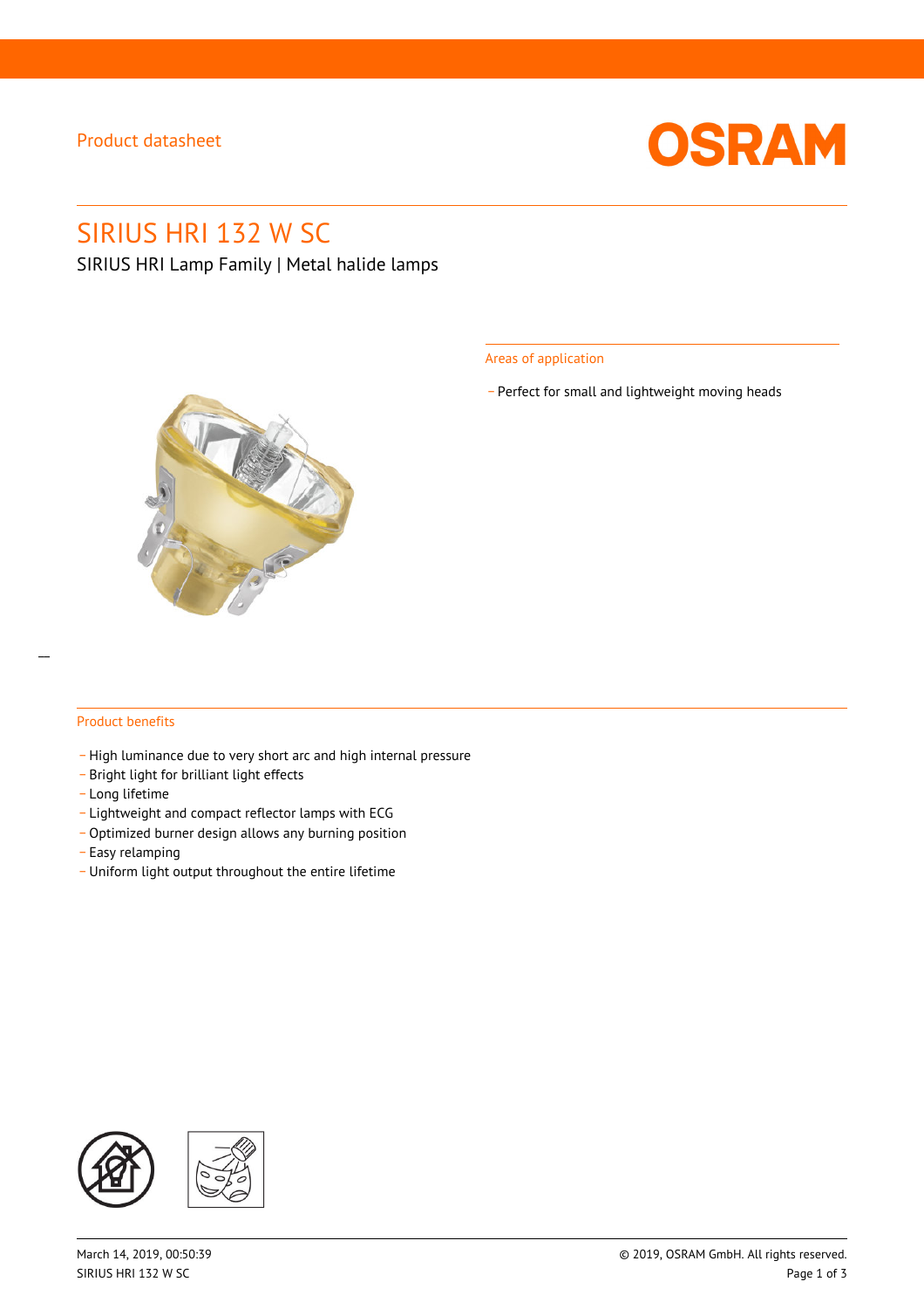Product datasheet

# SIRIUS HRI 132 W SC

SIRIUS HRI Lamp Family | Metal halide lamps

## Areas of application

- Perfect for small and lightweight moving heads

## Product benefits

- High luminance due to very short arc and high internal pressure
- Bright light for brilliant light effects
- Long lifetime
- Lightweight and compact reflector lamps with ECG
- Optimized burner design allows any burning position
- Easy relamping
- Uniform light output throughout the entire lifetime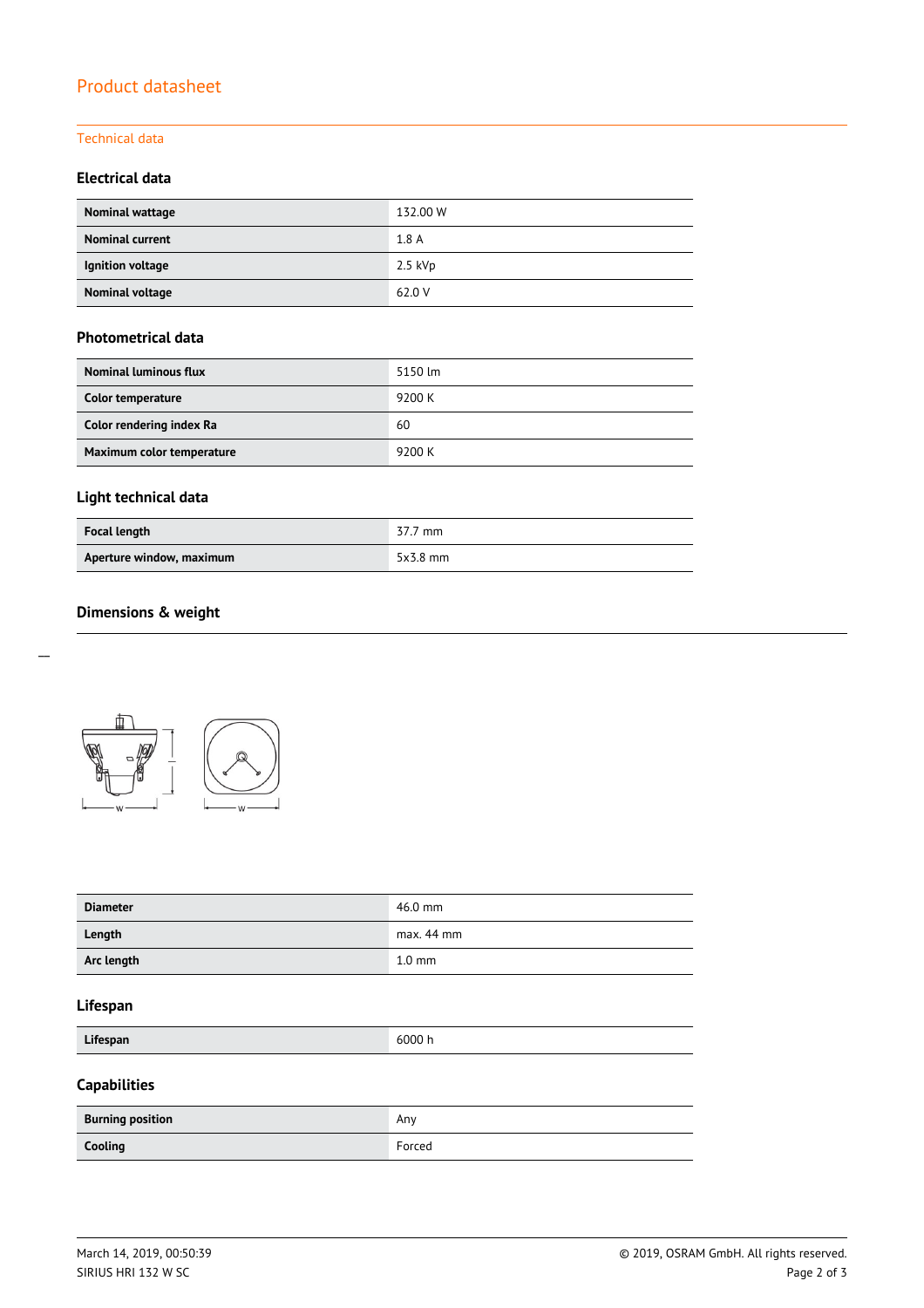## Product datasheet

### Technical data

#### Electrical data

| | |
|---|---|
| **Nominal wattage** | 132.00 W |
| **Nominal current** | 1.8 A |
| **Ignition voltage** | 2.5 kVp |
| **Nominal voltage** | 62.0 V |

#### Photometrical data

| | |
|---|---|
| **Nominal luminous flux** | 5150 lm |
| **Color temperature** | 9200 K |
| **Color rendering index Ra** | 60 |
| **Maximum color temperature** | 9200 K |

#### Light technical data

| | |
|---|---|
| **Focal length** | 37.7 mm |
| **Aperture window, maximum** | 5x3.8 mm |

#### Dimensions & weight

| | |
|---|---|
| **Diameter** | 46.0 mm |
| **Length** | max. 44 mm |
| **Arc length** | 1.0 mm |

#### Lifespan

| | |
|---|---|
| **Lifespan** | 6000 h |

#### Capabilities

| | |
|---|---|
| **Burning position** | Any |
| **Cooling** | Forced |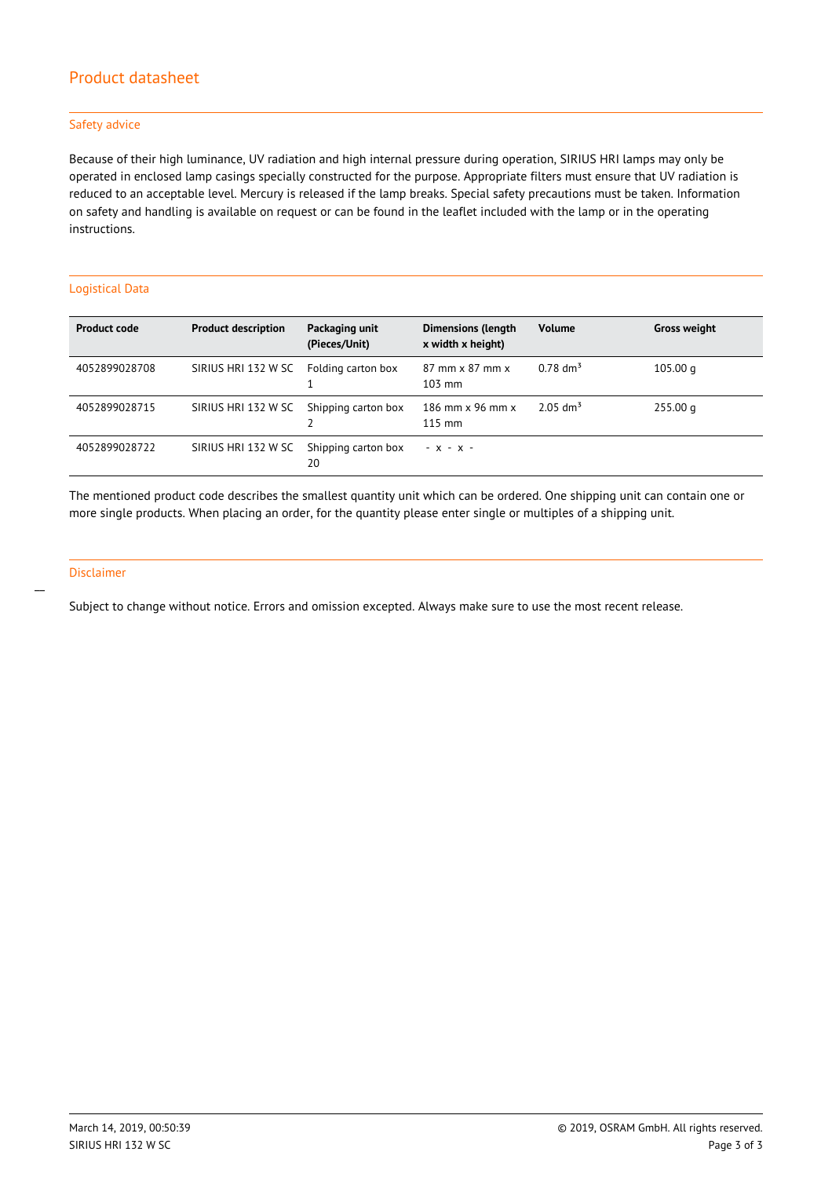## Safety advice

Because of their high luminance, UV radiation and high internal pressure during operation, SIRIUS HRI lamps may only be operated in enclosed lamp casings specially constructed for the purpose. Appropriate filters must ensure that UV radiation is reduced to an acceptable level. Mercury is released if the lamp breaks. Special safety precautions must be taken. Information on safety and handling is available on request or can be found in the leaflet included with the lamp or in the operating instructions.

## Logistical Data

| Product code | Product description | Packaging unit (Pieces/Unit) | Dimensions (length x width x height) | Volume | Gross weight |
|---|---|---|---|---|---|
| 4052899028708 | SIRIUS HRI 132 W SC | Folding carton box 1 | 87 mm x 87 mm x 103 mm | 0.78 $dm^3$ | 105.00 g |
| 4052899028715 | SIRIUS HRI 132 W SC | Shipping carton box 2 | 186 mm x 96 mm x 115 mm | 2.05 $dm^3$ | 255.00 g |
| 4052899028722 | SIRIUS HRI 132 W SC | Shipping carton box 20 | - x - x - | | |

The mentioned product code describes the smallest quantity unit which can be ordered. One shipping unit can contain one or more single products. When placing an order, for the quantity please enter single or multiples of a shipping unit.

## Disclaimer

Subject to change without notice. Errors and omission excepted. Always make sure to use the most recent release.